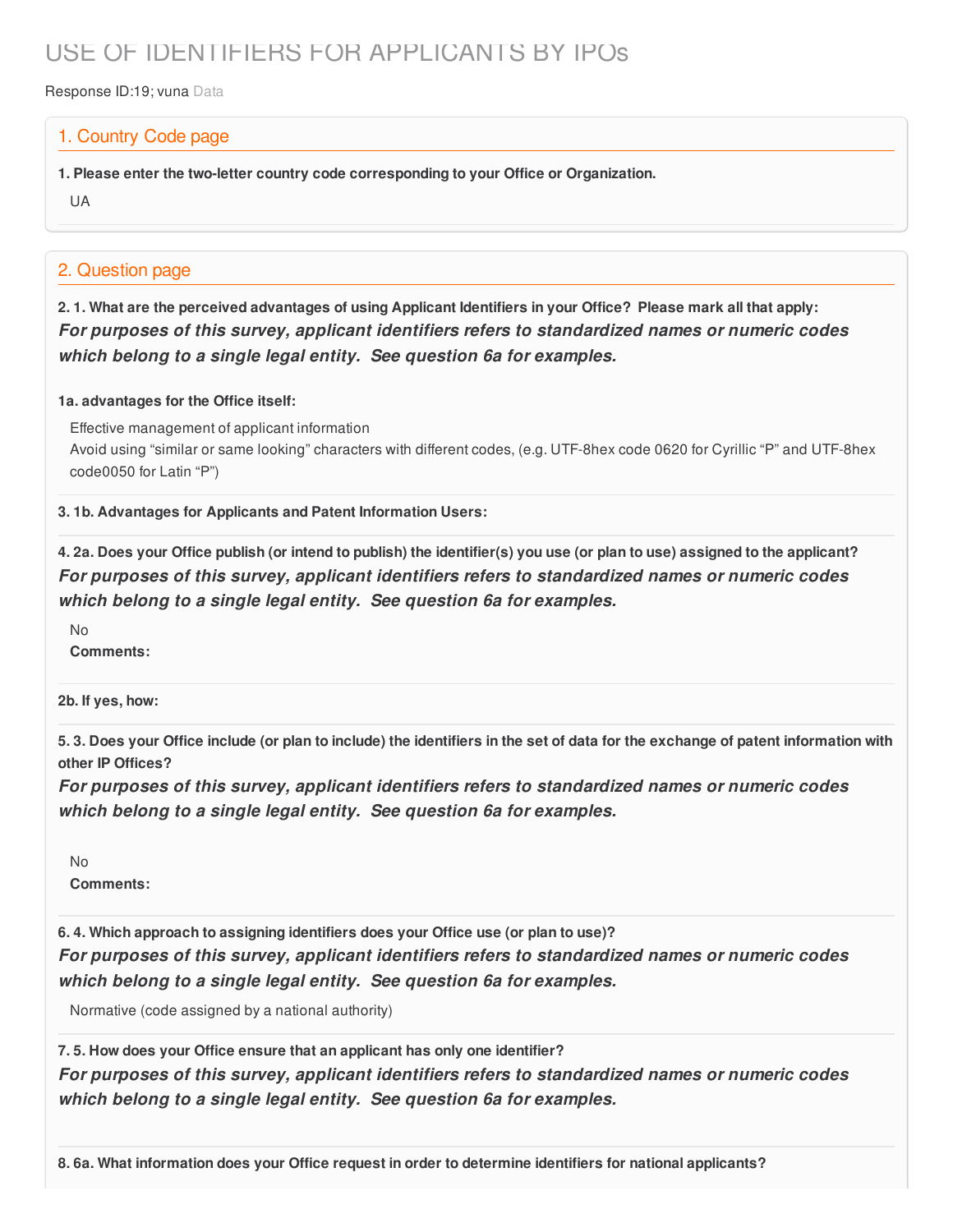# USE OF IDENTIFIERS FOR APPLICANTS BY IPOs

Response ID:19; vuna Data

## 1. Country Code page

**1. Please enter the two-letter country code corresponding to your Office or Organization.**

UA

## 2. Question page

**2. 1. What are the perceived advantages of using Applicant Identifiers in your Office? Please mark all that apply:**

***For purposes of this survey, applicant identifiers refers to standardized names or numeric codes which belong to a single legal entity. See question 6a for examples.***

**1a. advantages for the Office itself:**

Effective management of applicant information

Avoid using "similar or same looking" characters with different codes, (e.g. UTF-8hex code 0620 for Cyrillic "P" and UTF-8hex code0050 for Latin "P")

**3. 1b. Advantages for Applicants and Patent Information Users:**

**4. 2a. Does your Office publish (or intend to publish) the identifier(s) you use (or plan to use) assigned to the applicant?**

***For purposes of this survey, applicant identifiers refers to standardized names or numeric codes which belong to a single legal entity. See question 6a for examples.***

No

**Comments:**

**2b. If yes, how:**

**5. 3. Does your Office include (or plan to include) the identifiers in the set of data for the exchange of patent information with other IP Offices?**

***For purposes of this survey, applicant identifiers refers to standardized names or numeric codes which belong to a single legal entity. See question 6a for examples.***

No

**Comments:**

**6. 4. Which approach to assigning identifiers does your Office use (or plan to use)?**

***For purposes of this survey, applicant identifiers refers to standardized names or numeric codes which belong to a single legal entity. See question 6a for examples.***

Normative (code assigned by a national authority)

**7. 5. How does your Office ensure that an applicant has only one identifier?**

***For purposes of this survey, applicant identifiers refers to standardized names or numeric codes which belong to a single legal entity. See question 6a for examples.***

**8. 6a. What information does your Office request in order to determine identifiers for national applicants?**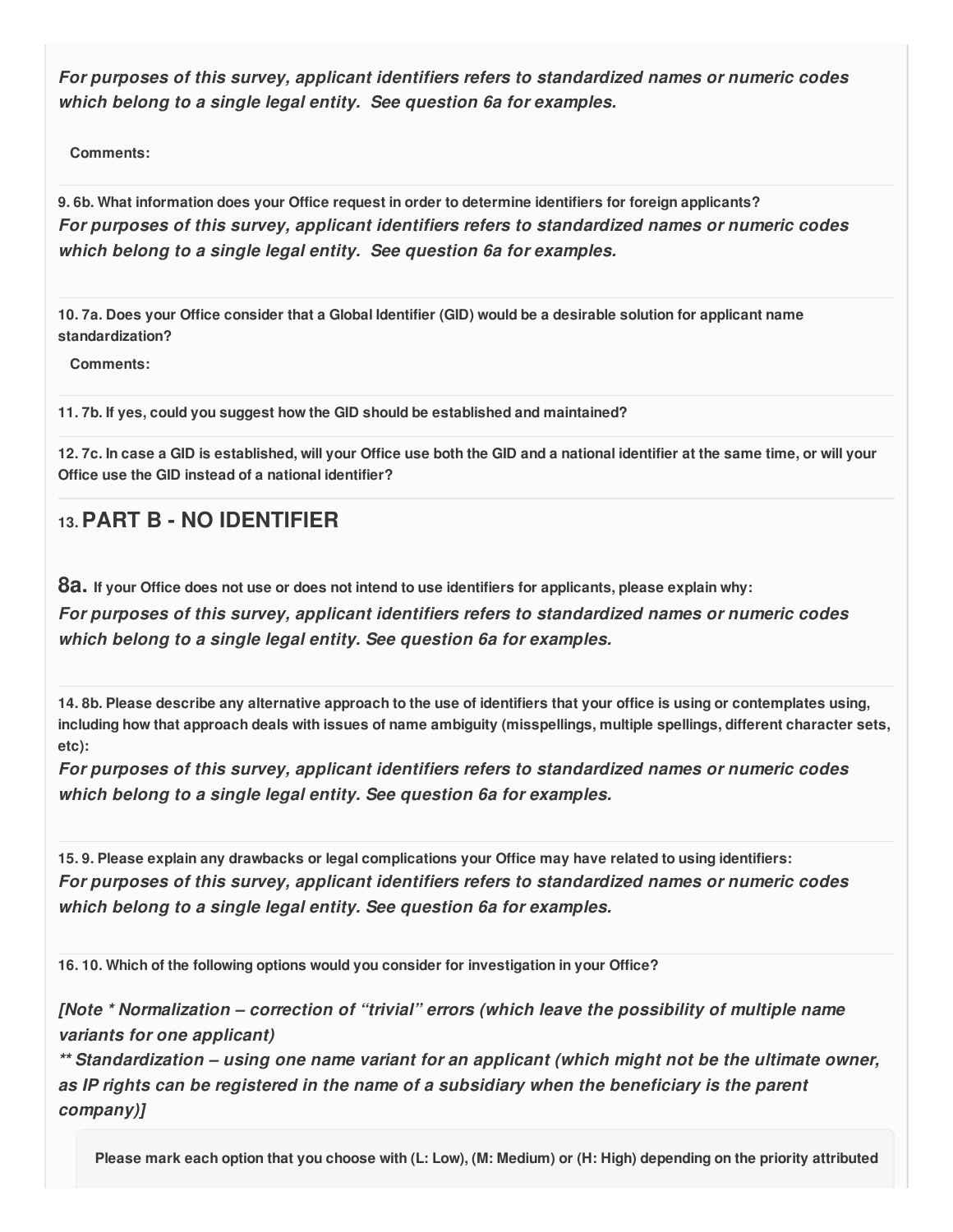***For purposes of this survey, applicant identifiers refers to standardized names or numeric codes which belong to a single legal entity. See question 6a for examples.***

**Comments:**

**9. 6b. What information does your Office request in order to determine identifiers for foreign applicants?**
***For purposes of this survey, applicant identifiers refers to standardized names or numeric codes which belong to a single legal entity. See question 6a for examples.***

**10. 7a. Does your Office consider that a Global Identifier (GID) would be a desirable solution for applicant name standardization?**

**Comments:**

**11. 7b. If yes, could you suggest how the GID should be established and maintained?**

**12. 7c. In case a GID is established, will your Office use both the GID and a national identifier at the same time, or will your Office use the GID instead of a national identifier?**

## 13. PART B - NO IDENTIFIER

**8a. If your Office does not use or does not intend to use identifiers for applicants, please explain why:**
***For purposes of this survey, applicant identifiers refers to standardized names or numeric codes which belong to a single legal entity. See question 6a for examples.***

**14. 8b. Please describe any alternative approach to the use of identifiers that your office is using or contemplates using, including how that approach deals with issues of name ambiguity (misspellings, multiple spellings, different character sets, etc):**
***For purposes of this survey, applicant identifiers refers to standardized names or numeric codes which belong to a single legal entity. See question 6a for examples.***

**15. 9. Please explain any drawbacks or legal complications your Office may have related to using identifiers:**
***For purposes of this survey, applicant identifiers refers to standardized names or numeric codes which belong to a single legal entity. See question 6a for examples.***

**16. 10. Which of the following options would you consider for investigation in your Office?**

***[Note * Normalization – correction of "trivial" errors (which leave the possibility of multiple name variants for one applicant)***
***** Standardization – using one name variant for an applicant (which might not be the ultimate owner, as IP rights can be registered in the name of a subsidiary when the beneficiary is the parent company)]***

**Please mark each option that you choose with (L: Low), (M: Medium) or (H: High) depending on the priority attributed**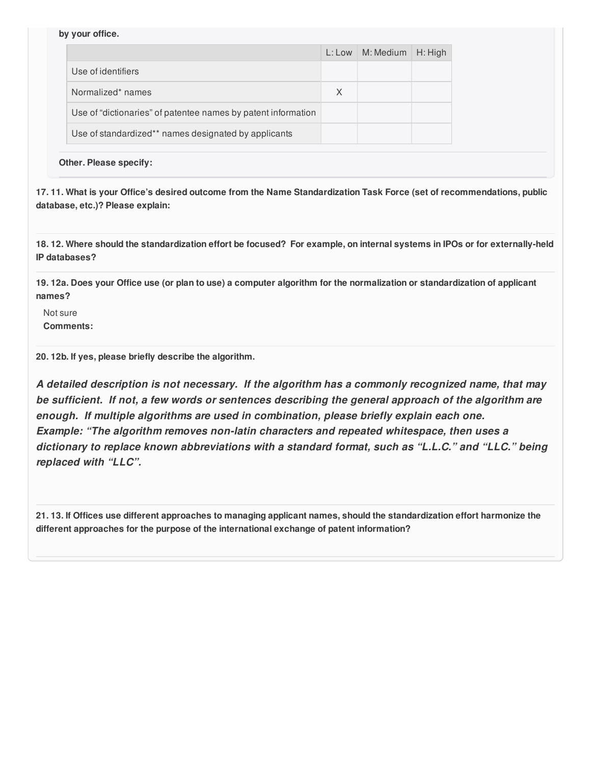**by your office.**

| | L: Low | M: Medium | H: High |
|---|---|---|---|
| Use of identifiers | | | |
| Normalized* names | X | | |
| Use of “dictionaries” of patentee names by patent information | | | |
| Use of standardized** names designated by applicants | | | |

**Other. Please specify:**

**17. 11. What is your Office’s desired outcome from the Name Standardization Task Force (set of recommendations, public database, etc.)? Please explain:**

**18. 12. Where should the standardization effort be focused? For example, on internal systems in IPOs or for externally-held IP databases?**

**19. 12a. Does your Office use (or plan to use) a computer algorithm for the normalization or standardization of applicant names?**

Not sure

**Comments:**

**20. 12b. If yes, please briefly describe the algorithm.**

***A detailed description is not necessary. If the algorithm has a commonly recognized name, that may be sufficient. If not, a few words or sentences describing the general approach of the algorithm are enough. If multiple algorithms are used in combination, please briefly explain each one.***
***Example: “The algorithm removes non-latin characters and repeated whitespace, then uses a dictionary to replace known abbreviations with a standard format, such as “L.L.C.” and “LLC.” being replaced with “LLC”.***

**21. 13. If Offices use different approaches to managing applicant names, should the standardization effort harmonize the different approaches for the purpose of the international exchange of patent information?**